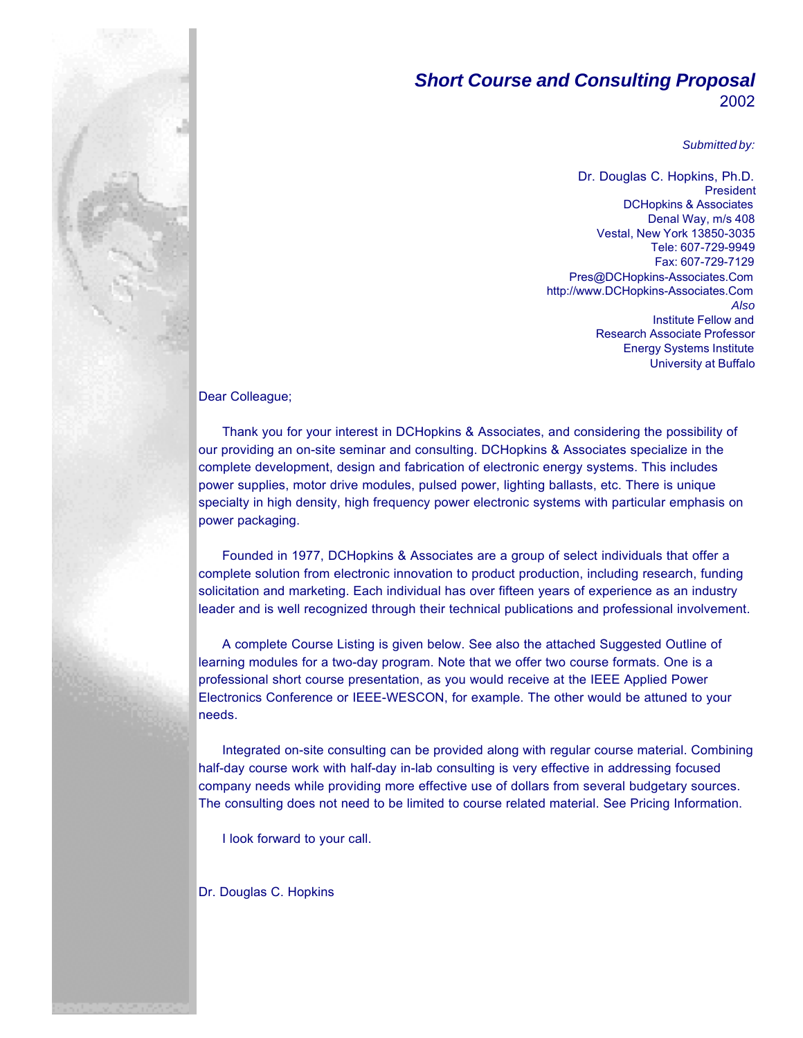# *Short Course and Consulting Proposal*

2002

*Submitted by:*

Dr. Douglas C. Hopkins, Ph.D.
President
DCHopkins & Associates
Denal Way, m/s 408
Vestal, New York 13850-3035
Tele: 607-729-9949
Fax: 607-729-7129
Pres@DCHopkins-Associates.Com
http://www.DCHopkins-Associates.Com
*Also*
Institute Fellow and
Research Associate Professor
Energy Systems Institute
University at Buffalo

Dear Colleague;

Thank you for your interest in DCHopkins & Associates, and considering the possibility of our providing an on-site seminar and consulting. DCHopkins & Associates specialize in the complete development, design and fabrication of electronic energy systems. This includes power supplies, motor drive modules, pulsed power, lighting ballasts, etc. There is unique specialty in high density, high frequency power electronic systems with particular emphasis on power packaging.

Founded in 1977, DCHopkins & Associates are a group of select individuals that offer a complete solution from electronic innovation to product production, including research, funding solicitation and marketing. Each individual has over fifteen years of experience as an industry leader and is well recognized through their technical publications and professional involvement.

A complete Course Listing is given below. See also the attached Suggested Outline of learning modules for a two-day program. Note that we offer two course formats. One is a professional short course presentation, as you would receive at the IEEE Applied Power Electronics Conference or IEEE-WESCON, for example. The other would be attuned to your needs.

Integrated on-site consulting can be provided along with regular course material. Combining half-day course work with half-day in-lab consulting is very effective in addressing focused company needs while providing more effective use of dollars from several budgetary sources. The consulting does not need to be limited to course related material. See Pricing Information.

I look forward to your call.

Dr. Douglas C. Hopkins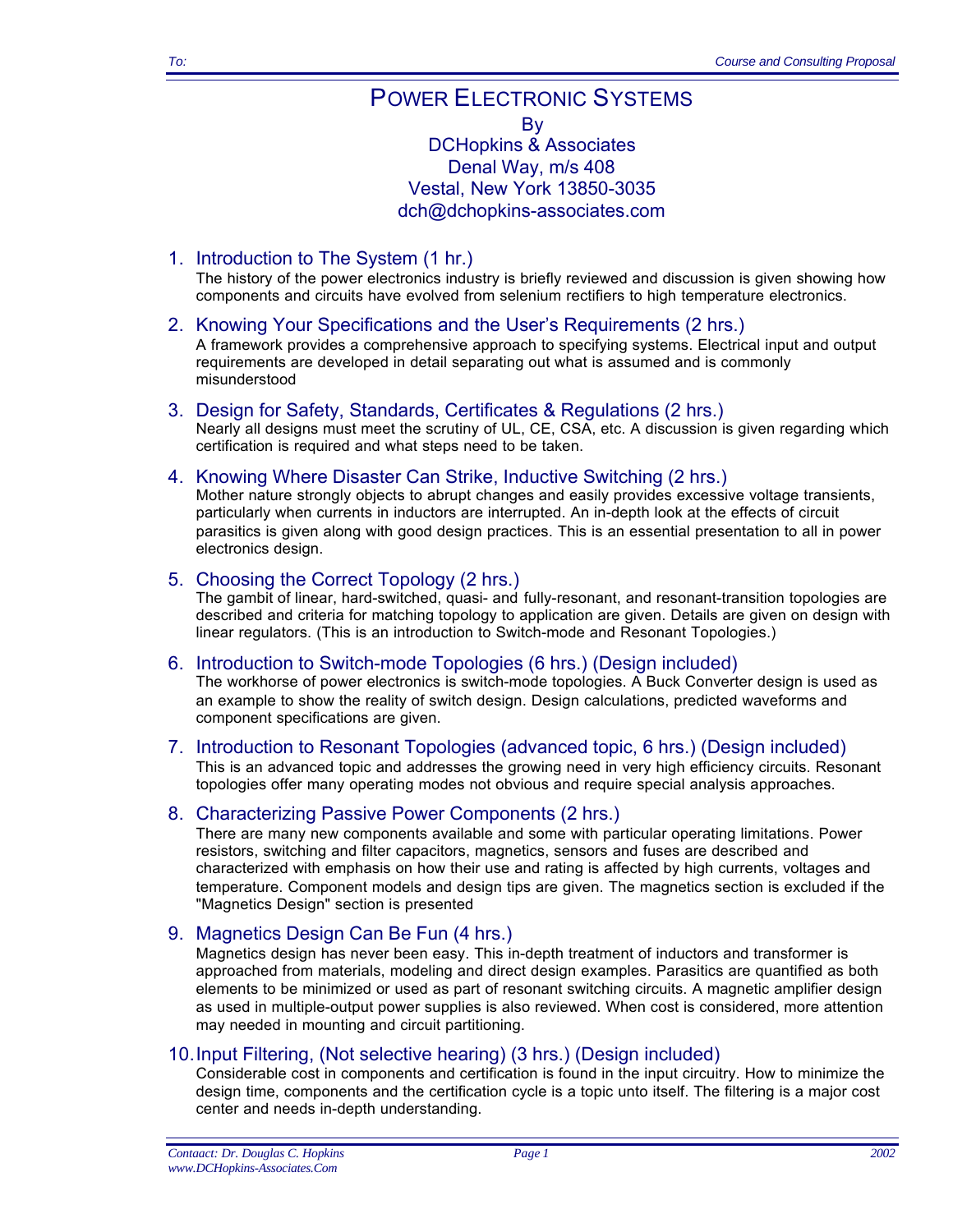# POWER ELECTRONIC SYSTEMS

By
DCHopkins & Associates
Denal Way, m/s 408
Vestal, New York 13850-3035
dch@dchopkins-associates.com

1. **Introduction to The System (1 hr.)**
   The history of the power electronics industry is briefly reviewed and discussion is given showing how components and circuits have evolved from selenium rectifiers to high temperature electronics.

2. **Knowing Your Specifications and the User's Requirements (2 hrs.)**
   A framework provides a comprehensive approach to specifying systems. Electrical input and output requirements are developed in detail separating out what is assumed and is commonly misunderstood

3. **Design for Safety, Standards, Certificates & Regulations (2 hrs.)**
   Nearly all designs must meet the scrutiny of UL, CE, CSA, etc. A discussion is given regarding which certification is required and what steps need to be taken.

4. **Knowing Where Disaster Can Strike, Inductive Switching (2 hrs.)**
   Mother nature strongly objects to abrupt changes and easily provides excessive voltage transients, particularly when currents in inductors are interrupted. An in-depth look at the effects of circuit parasitics is given along with good design practices. This is an essential presentation to all in power electronics design.

5. **Choosing the Correct Topology (2 hrs.)**
   The gambit of linear, hard-switched, quasi- and fully-resonant, and resonant-transition topologies are described and criteria for matching topology to application are given. Details are given on design with linear regulators. (This is an introduction to Switch-mode and Resonant Topologies.)

6. **Introduction to Switch-mode Topologies (6 hrs.) (Design included)**
   The workhorse of power electronics is switch-mode topologies. A Buck Converter design is used as an example to show the reality of switch design. Design calculations, predicted waveforms and component specifications are given.

7. **Introduction to Resonant Topologies (advanced topic, 6 hrs.) (Design included)**
   This is an advanced topic and addresses the growing need in very high efficiency circuits. Resonant topologies offer many operating modes not obvious and require special analysis approaches.

8. **Characterizing Passive Power Components (2 hrs.)**
   There are many new components available and some with particular operating limitations. Power resistors, switching and filter capacitors, magnetics, sensors and fuses are described and characterized with emphasis on how their use and rating is affected by high currents, voltages and temperature. Component models and design tips are given. The magnetics section is excluded if the "Magnetics Design" section is presented

9. **Magnetics Design Can Be Fun (4 hrs.)**
   Magnetics design has never been easy. This in-depth treatment of inductors and transformer is approached from materials, modeling and direct design examples. Parasitics are quantified as both elements to be minimized or used as part of resonant switching circuits. A magnetic amplifier design as used in multiple-output power supplies is also reviewed. When cost is considered, more attention may needed in mounting and circuit partitioning.

10. **Input Filtering, (Not selective hearing) (3 hrs.) (Design included)**
    Considerable cost in components and certification is found in the input circuitry. How to minimize the design time, components and the certification cycle is a topic unto itself. The filtering is a major cost center and needs in-depth understanding.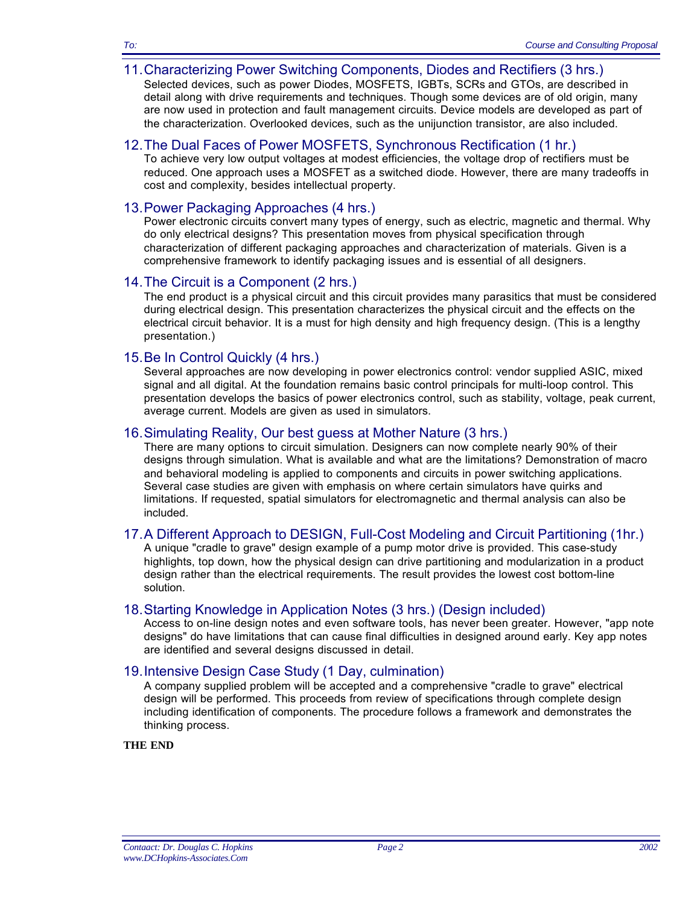## 11. Characterizing Power Switching Components, Diodes and Rectifiers (3 hrs.)

Selected devices, such as power Diodes, MOSFETS, IGBTs, SCRs and GTOs, are described in detail along with drive requirements and techniques. Though some devices are of old origin, many are now used in protection and fault management circuits. Device models are developed as part of the characterization. Overlooked devices, such as the unijunction transistor, are also included.

## 12. The Dual Faces of Power MOSFETS, Synchronous Rectification (1 hr.)

To achieve very low output voltages at modest efficiencies, the voltage drop of rectifiers must be reduced. One approach uses a MOSFET as a switched diode. However, there are many tradeoffs in cost and complexity, besides intellectual property.

## 13. Power Packaging Approaches (4 hrs.)

Power electronic circuits convert many types of energy, such as electric, magnetic and thermal. Why do only electrical designs? This presentation moves from physical specification through characterization of different packaging approaches and characterization of materials. Given is a comprehensive framework to identify packaging issues and is essential of all designers.

## 14. The Circuit is a Component (2 hrs.)

The end product is a physical circuit and this circuit provides many parasitics that must be considered during electrical design. This presentation characterizes the physical circuit and the effects on the electrical circuit behavior. It is a must for high density and high frequency design. (This is a lengthy presentation.)

## 15. Be In Control Quickly (4 hrs.)

Several approaches are now developing in power electronics control: vendor supplied ASIC, mixed signal and all digital. At the foundation remains basic control principals for multi-loop control. This presentation develops the basics of power electronics control, such as stability, voltage, peak current, average current. Models are given as used in simulators.

## 16. Simulating Reality, Our best guess at Mother Nature (3 hrs.)

There are many options to circuit simulation. Designers can now complete nearly 90% of their designs through simulation. What is available and what are the limitations? Demonstration of macro and behavioral modeling is applied to components and circuits in power switching applications. Several case studies are given with emphasis on where certain simulators have quirks and limitations. If requested, spatial simulators for electromagnetic and thermal analysis can also be included.

## 17. A Different Approach to DESIGN, Full-Cost Modeling and Circuit Partitioning (1hr.)

A unique "cradle to grave" design example of a pump motor drive is provided. This case-study highlights, top down, how the physical design can drive partitioning and modularization in a product design rather than the electrical requirements. The result provides the lowest cost bottom-line solution.

## 18. Starting Knowledge in Application Notes (3 hrs.) (Design included)

Access to on-line design notes and even software tools, has never been greater. However, "app note designs" do have limitations that can cause final difficulties in designed around early. Key app notes are identified and several designs discussed in detail.

## 19. Intensive Design Case Study (1 Day, culmination)

A company supplied problem will be accepted and a comprehensive "cradle to grave" electrical design will be performed. This proceeds from review of specifications through complete design including identification of components. The procedure follows a framework and demonstrates the thinking process.

**THE END**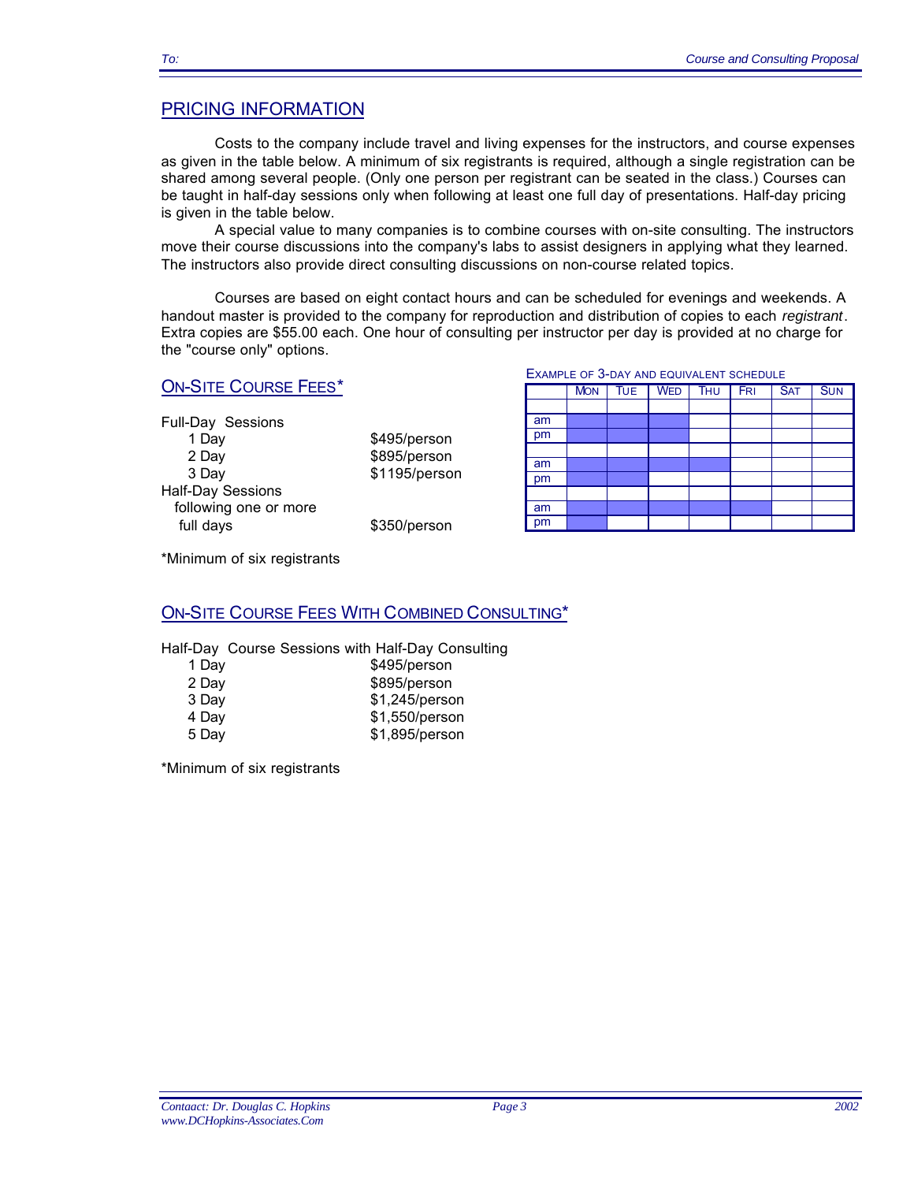## PRICING INFORMATION

Costs to the company include travel and living expenses for the instructors, and course expenses as given in the table below. A minimum of six registrants is required, although a single registration can be shared among several people. (Only one person per registrant can be seated in the class.) Courses can be taught in half-day sessions only when following at least one full day of presentations. Half-day pricing is given in the table below.

A special value to many companies is to combine courses with on-site consulting. The instructors move their course discussions into the company's labs to assist designers in applying what they learned. The instructors also provide direct consulting discussions on non-course related topics.

Courses are based on eight contact hours and can be scheduled for evenings and weekends. A handout master is provided to the company for reproduction and distribution of copies to each *registrant*. Extra copies are $55.00 each. One hour of consulting per instructor per day is provided at no charge for the "course only" options.

### ON-SITE COURSE FEES*

Full-Day Sessions

| | |
|---|---|
| 1 Day | $495/person |
| 2 Day | $895/person |
| 3 Day | $1195/person |

Half-Day Sessions following one or more full days — $350/person

*Minimum of six registrants

EXAMPLE OF 3-DAY AND EQUIVALENT SCHEDULE

| | MON | TUE | WED | THU | FRI | SAT | SUN |
|---|---|---|---|---|---|---|---|
| am | ■ | ■ | ■ | | | | |
| pm | ■ | ■ | ■ | | | | |
| am | ■ | ■ | ■ | ■ | | | |
| pm | ■ | ■ | | | | | |
| am | ■ | ■ | ■ | ■ | ■ | | |
| pm | ■ | | | | | | |

### ON-SITE COURSE FEES WITH COMBINED CONSULTING*

Half-Day Course Sessions with Half-Day Consulting

| | |
|---|---|
| 1 Day | $495/person |
| 2 Day | $895/person |
| 3 Day | $1,245/person |
| 4 Day | $1,550/person |
| 5 Day | $1,895/person |

*Minimum of six registrants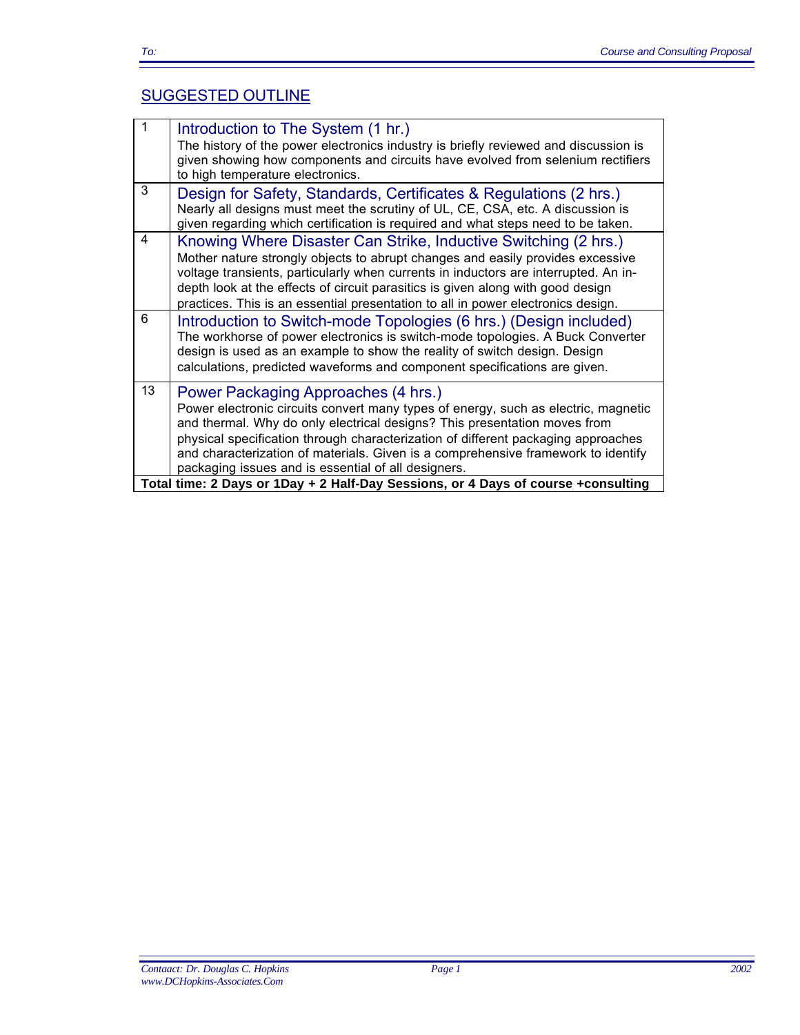## SUGGESTED OUTLINE

| | |
|---|---|
| 1 | Introduction to The System (1 hr.)<br>The history of the power electronics industry is briefly reviewed and discussion is given showing how components and circuits have evolved from selenium rectifiers to high temperature electronics. |
| 3 | Design for Safety, Standards, Certificates & Regulations (2 hrs.)<br>Nearly all designs must meet the scrutiny of UL, CE, CSA, etc. A discussion is given regarding which certification is required and what steps need to be taken. |
| 4 | Knowing Where Disaster Can Strike, Inductive Switching (2 hrs.)<br>Mother nature strongly objects to abrupt changes and easily provides excessive voltage transients, particularly when currents in inductors are interrupted. An in-depth look at the effects of circuit parasitics is given along with good design practices. This is an essential presentation to all in power electronics design. |
| 6 | Introduction to Switch-mode Topologies (6 hrs.) (Design included)<br>The workhorse of power electronics is switch-mode topologies. A Buck Converter design is used as an example to show the reality of switch design. Design calculations, predicted waveforms and component specifications are given. |
| 13 | Power Packaging Approaches (4 hrs.)<br>Power electronic circuits convert many types of energy, such as electric, magnetic and thermal. Why do only electrical designs? This presentation moves from physical specification through characterization of different packaging approaches and characterization of materials. Given is a comprehensive framework to identify packaging issues and is essential of all designers. |
| **Total time: 2 Days or 1Day + 2 Half-Day Sessions, or 4 Days of course +consulting** | |